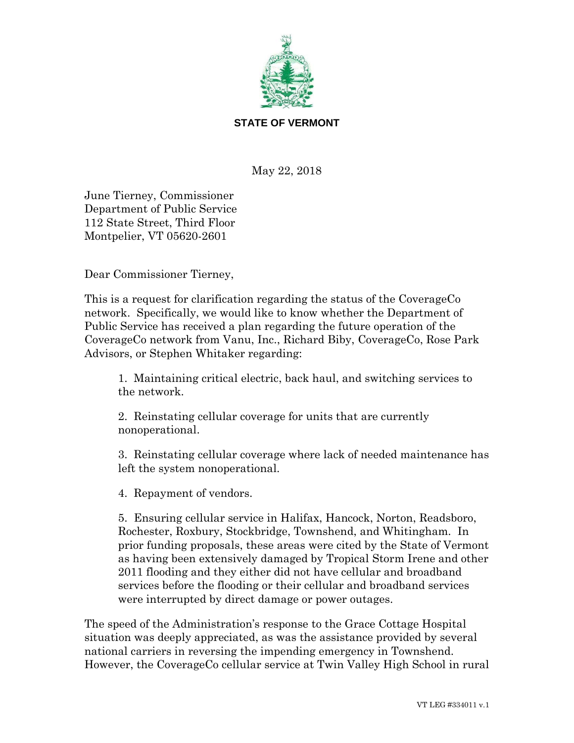**STATE OF VERMONT**

May 22, 2018

June Tierney, Commissioner
Department of Public Service
112 State Street, Third Floor
Montpelier, VT 05620-2601

Dear Commissioner Tierney,

This is a request for clarification regarding the status of the CoverageCo network. Specifically, we would like to know whether the Department of Public Service has received a plan regarding the future operation of the CoverageCo network from Vanu, Inc., Richard Biby, CoverageCo, Rose Park Advisors, or Stephen Whitaker regarding:

1. Maintaining critical electric, back haul, and switching services to the network.

2. Reinstating cellular coverage for units that are currently nonoperational.

3. Reinstating cellular coverage where lack of needed maintenance has left the system nonoperational.

4. Repayment of vendors.

5. Ensuring cellular service in Halifax, Hancock, Norton, Readsboro, Rochester, Roxbury, Stockbridge, Townshend, and Whitingham. In prior funding proposals, these areas were cited by the State of Vermont as having been extensively damaged by Tropical Storm Irene and other 2011 flooding and they either did not have cellular and broadband services before the flooding or their cellular and broadband services were interrupted by direct damage or power outages.

The speed of the Administration's response to the Grace Cottage Hospital situation was deeply appreciated, as was the assistance provided by several national carriers in reversing the impending emergency in Townshend. However, the CoverageCo cellular service at Twin Valley High School in rural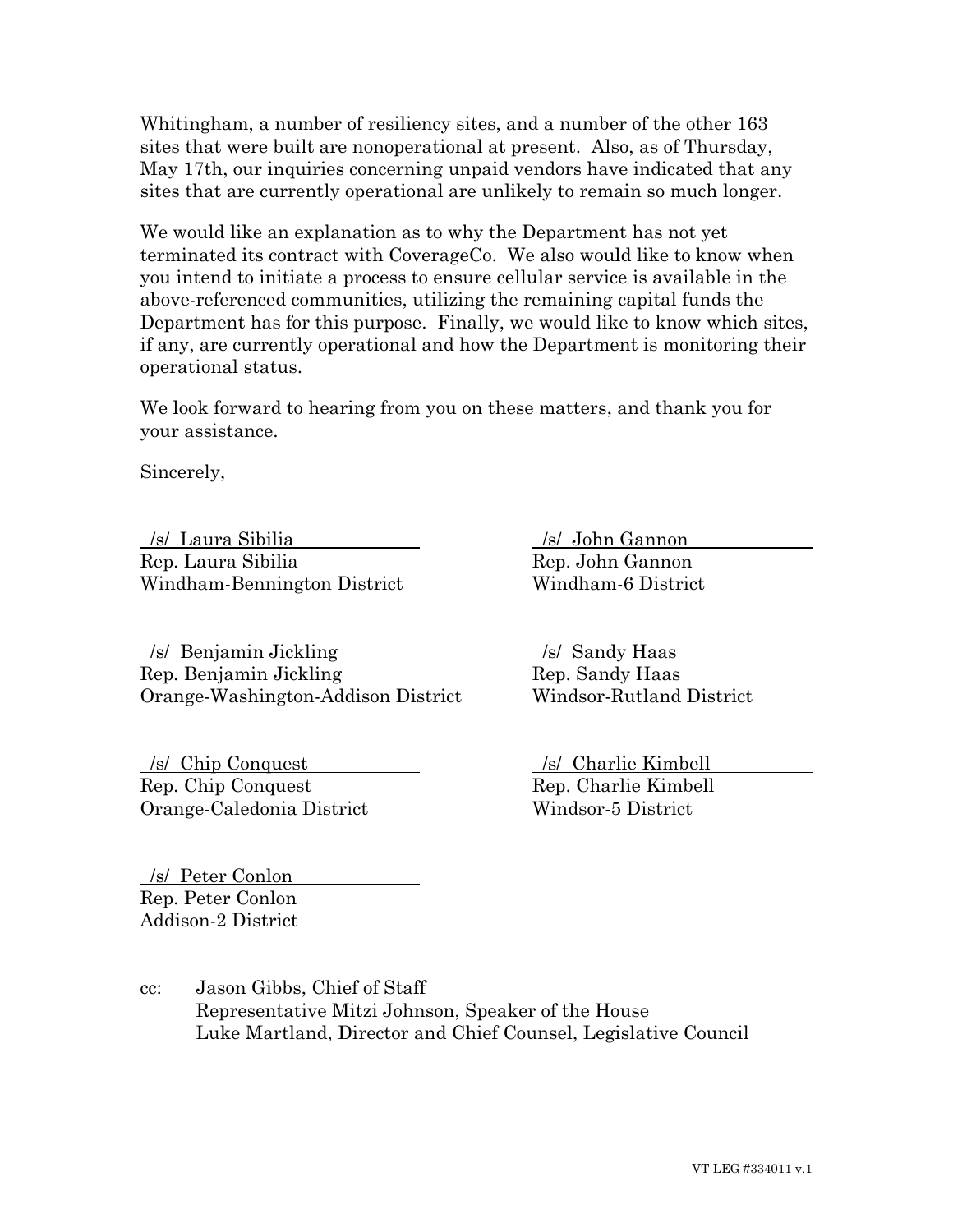Whitingham, a number of resiliency sites, and a number of the other 163 sites that were built are nonoperational at present. Also, as of Thursday, May 17th, our inquiries concerning unpaid vendors have indicated that any sites that are currently operational are unlikely to remain so much longer.

We would like an explanation as to why the Department has not yet terminated its contract with CoverageCo. We also would like to know when you intend to initiate a process to ensure cellular service is available in the above-referenced communities, utilizing the remaining capital funds the Department has for this purpose. Finally, we would like to know which sites, if any, are currently operational and how the Department is monitoring their operational status.

We look forward to hearing from you on these matters, and thank you for your assistance.

Sincerely,

/s/ Laura Sibilia
Rep. Laura Sibilia
Windham-Bennington District

/s/ John Gannon
Rep. John Gannon
Windham-6 District

/s/ Benjamin Jickling
Rep. Benjamin Jickling
Orange-Washington-Addison District

/s/ Sandy Haas
Rep. Sandy Haas
Windsor-Rutland District

/s/ Chip Conquest
Rep. Chip Conquest
Orange-Caledonia District

/s/ Charlie Kimbell
Rep. Charlie Kimbell
Windsor-5 District

/s/ Peter Conlon
Rep. Peter Conlon
Addison-2 District

cc: Jason Gibbs, Chief of Staff
Representative Mitzi Johnson, Speaker of the House
Luke Martland, Director and Chief Counsel, Legislative Council

VT LEG #334011 v.1